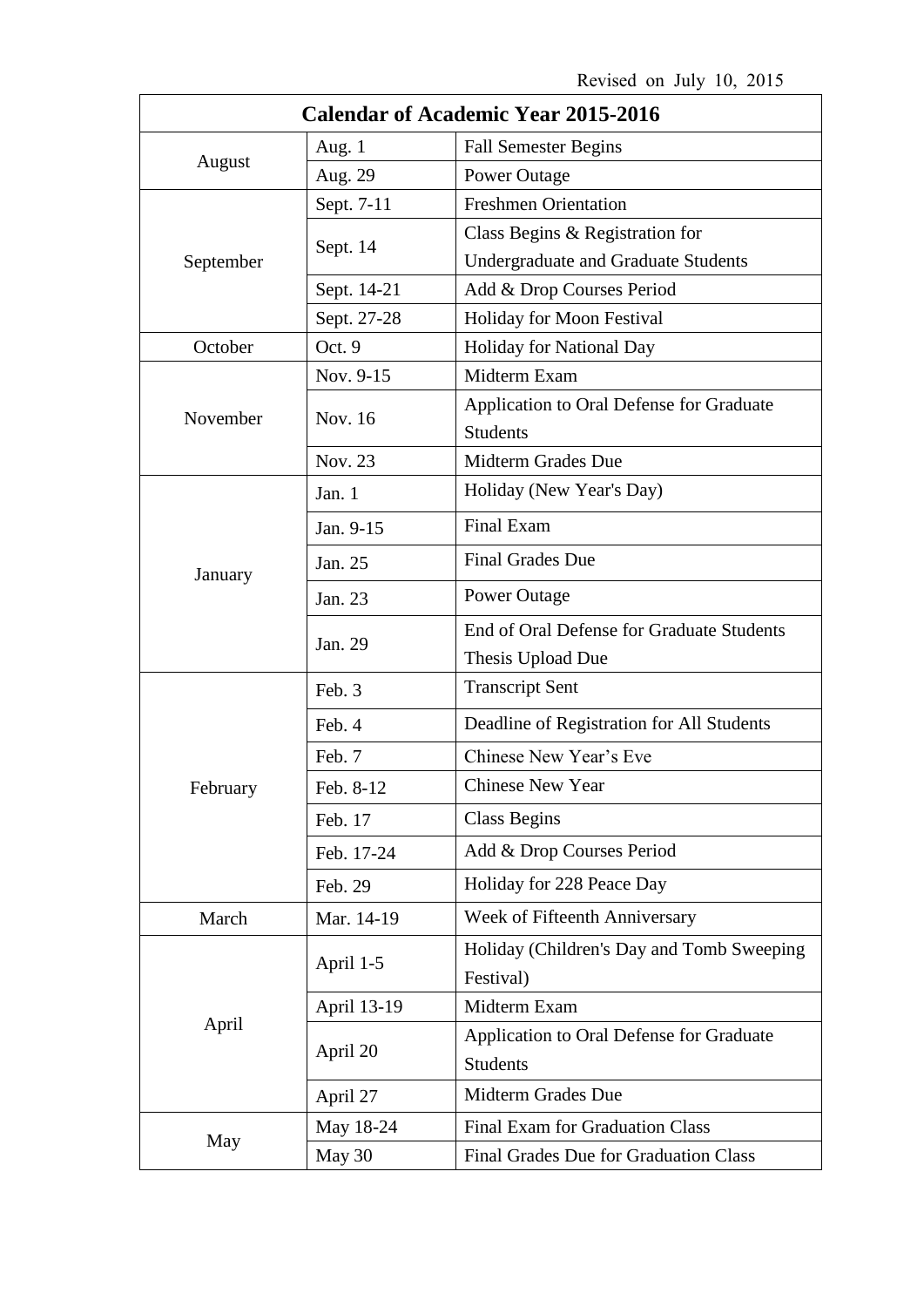Revised on July 10, 2015

| Calendar of Academic Year 2015-2016 | | |
|---|---|---|
| August | Aug. 1 | Fall Semester Begins |
| | Aug. 29 | Power Outage |
| September | Sept. 7-11 | Freshmen Orientation |
| | Sept. 14 | Class Begins & Registration for Undergraduate and Graduate Students |
| | Sept. 14-21 | Add & Drop Courses Period |
| | Sept. 27-28 | Holiday for Moon Festival |
| October | Oct. 9 | Holiday for National Day |
| November | Nov. 9-15 | Midterm Exam |
| | Nov. 16 | Application to Oral Defense for Graduate Students |
| | Nov. 23 | Midterm Grades Due |
| January | Jan. 1 | Holiday (New Year's Day) |
| | Jan. 9-15 | Final Exam |
| | Jan. 25 | Final Grades Due |
| | Jan. 23 | Power Outage |
| | Jan. 29 | End of Oral Defense for Graduate Students Thesis Upload Due |
| February | Feb. 3 | Transcript Sent |
| | Feb. 4 | Deadline of Registration for All Students |
| | Feb. 7 | Chinese New Year's Eve |
| | Feb. 8-12 | Chinese New Year |
| | Feb. 17 | Class Begins |
| | Feb. 17-24 | Add & Drop Courses Period |
| | Feb. 29 | Holiday for 228 Peace Day |
| March | Mar. 14-19 | Week of Fifteenth Anniversary |
| April | April 1-5 | Holiday (Children's Day and Tomb Sweeping Festival) |
| | April 13-19 | Midterm Exam |
| | April 20 | Application to Oral Defense for Graduate Students |
| | April 27 | Midterm Grades Due |
| May | May 18-24 | Final Exam for Graduation Class |
| | May 30 | Final Grades Due for Graduation Class |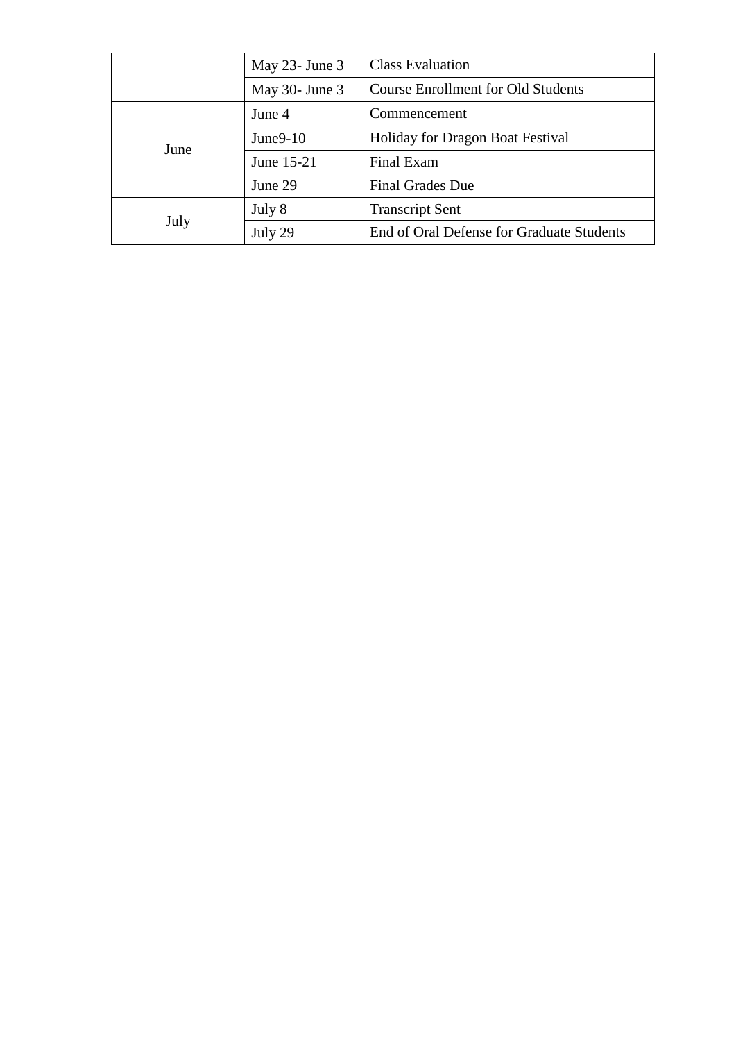| | | |
|---|---|---|
| | May 23- June 3 | Class Evaluation |
| | May 30- June 3 | Course Enrollment for Old Students |
| June | June 4 | Commencement |
| | June9-10 | Holiday for Dragon Boat Festival |
| | June 15-21 | Final Exam |
| | June 29 | Final Grades Due |
| July | July 8 | Transcript Sent |
| | July 29 | End of Oral Defense for Graduate Students |